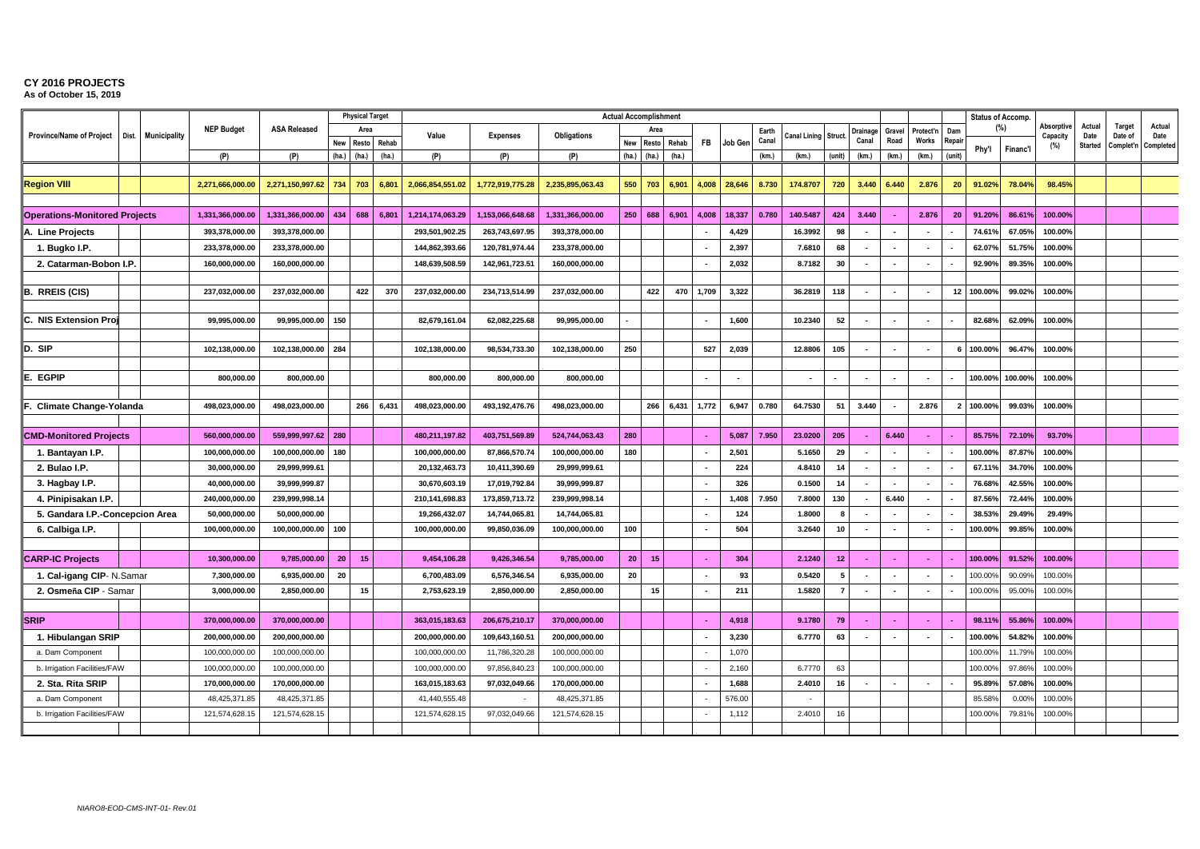# CY 2016 PROJECTS

**As of October 15, 2019**

| Province/Name of Project | Dist. | Municipality | NEP Budget | ASA Released | Physical Target Area | | | Actual Accomplishment Value | Expenses | Obligations | Area | | | FB | Job Gen | Earth Canal | Canal Lining | Struct. | Drainage Canal | Gravel Road | Protect'n Works | Dam Repair | Status of Accomp. (%) | | Absorptive Capacity (%) | Actual Date Started | Target Date of Complet'n | Actual Date Completed |
|---|---|---|---|---|---|---|---|---|---|---|---|---|---|---|---|---|---|---|---|---|---|---|---|---|---|---|---|---|
| | | | | | New | Resto | Rehab | | | | New | Resto | Rehab | | | | | | | | | | Phy'l | Financ'l | | | | |
| | | | (P) | (P) | (ha.) | (ha.) | (ha.) | (P) | (P) | (P) | (ha.) | (ha.) | (ha.) | | | (km.) | (km.) | (unit) | (km.) | (km.) | (km.) | (unit) | | | | | | |
| **Region VIII** | | | 2,271,666,000.00 | 2,271,150,997.62 | 734 | 703 | 6,801 | 2,066,854,551.02 | 1,772,919,775.28 | 2,235,895,063.43 | 550 | 703 | 6,901 | 4,008 | 28,646 | 8.730 | 174.8707 | 720 | 3.440 | 6.440 | 2.876 | 20 | 91.02% | 78.04% | 98.45% | | | |
| **Operations-Monitored Projects** | | | 1,331,366,000.00 | 1,331,366,000.00 | 434 | 688 | 6,801 | 1,214,174,063.29 | 1,153,066,648.68 | 1,331,366,000.00 | 250 | 688 | 6,901 | 4,008 | 18,337 | 0.780 | 140.5487 | 424 | 3.440 | - | 2.876 | 20 | 91.20% | 86.61% | 100.00% | | | |
| **A. Line Projects** | | | 393,378,000.00 | 393,378,000.00 | | | | 293,501,902.25 | 263,743,697.95 | 393,378,000.00 | | | | - | 4,429 | | 16.3992 | 98 | - | - | - | - | 74.61% | 67.05% | 100.00% | | | |
| 1. Bugko I.P. | | | 233,378,000.00 | 233,378,000.00 | | | | 144,862,393.66 | 120,781,974.44 | 233,378,000.00 | | | | - | 2,397 | | 7.6810 | 68 | - | - | - | - | 62.07% | 51.75% | 100.00% | | | |
| 2. Catarman-Bobon I.P. | | | 160,000,000.00 | 160,000,000.00 | | | | 148,639,508.59 | 142,961,723.51 | 160,000,000.00 | | | | - | 2,032 | | 8.7182 | 30 | - | - | - | - | 92.90% | 89.35% | 100.00% | | | |
| **B. RREIS (CIS)** | | | 237,032,000.00 | 237,032,000.00 | | 422 | 370 | 237,032,000.00 | 234,713,514.99 | 237,032,000.00 | | 422 | 470 | 1,709 | 3,322 | | 36.2819 | 118 | - | - | - | 12 | 100.00% | 99.02% | 100.00% | | | |
| **C. NIS Extension Proj** | | | 99,995,000.00 | 99,995,000.00 | 150 | | | 82,679,161.04 | 62,082,225.68 | 99,995,000.00 | - | | | - | 1,600 | | 10.2340 | 52 | - | - | - | - | 82.68% | 62.09% | 100.00% | | | |
| **D. SIP** | | | 102,138,000.00 | 102,138,000.00 | 284 | | | 102,138,000.00 | 98,534,733.30 | 102,138,000.00 | 250 | | | 527 | 2,039 | | 12.8806 | 105 | - | - | - | 6 | 100.00% | 96.47% | 100.00% | | | |
| **E. EGPIP** | | | 800,000.00 | 800,000.00 | | | | 800,000.00 | 800,000.00 | 800,000.00 | | | | - | - | | - | - | - | - | - | - | 100.00% | 100.00% | 100.00% | | | |
| **F. Climate Change-Yolanda** | | | 498,023,000.00 | 498,023,000.00 | | 266 | 6,431 | 498,023,000.00 | 493,192,476.76 | 498,023,000.00 | | 266 | 6,431 | 1,772 | 6,947 | 0.780 | 64.7530 | 51 | 3.440 | - | 2.876 | 2 | 100.00% | 99.03% | 100.00% | | | |
| **CMD-Monitored Projects** | | | 560,000,000.00 | 559,999,997.62 | 280 | | | 480,211,197.82 | 403,751,569.89 | 524,744,063.43 | 280 | | | - | 5,087 | 7.950 | 23.0200 | 205 | - | 6.440 | - | - | 85.75% | 72.10% | 93.70% | | | |
| 1. Bantayan I.P. | | | 100,000,000.00 | 100,000,000.00 | 180 | | | 100,000,000.00 | 87,866,570.74 | 100,000,000.00 | 180 | | | - | 2,501 | | 5.1650 | 29 | - | - | - | - | 100.00% | 87.87% | 100.00% | | | |
| 2. Bulao I.P. | | | 30,000,000.00 | 29,999,999.61 | | | | 20,132,463.73 | 10,411,390.69 | 29,999,999.61 | | | | - | 224 | | 4.8410 | 14 | - | - | - | - | 67.11% | 34.70% | 100.00% | | | |
| 3. Hagbay I.P. | | | 40,000,000.00 | 39,999,999.87 | | | | 30,670,603.19 | 17,019,792.84 | 39,999,999.87 | | | | - | 326 | | 0.1500 | 14 | - | - | - | - | 76.68% | 42.55% | 100.00% | | | |
| 4. Pinipisakan I.P. | | | 240,000,000.00 | 239,999,998.14 | | | | 210,141,698.83 | 173,859,713.72 | 239,999,998.14 | | | | - | 1,408 | 7.950 | 7.8000 | 130 | - | 6.440 | - | - | 87.56% | 72.44% | 100.00% | | | |
| 5. Gandara I.P.-Concepcion Area | | | 50,000,000.00 | 50,000,000.00 | | | | 19,266,432.07 | 14,744,065.81 | 14,744,065.81 | | | | - | 124 | | 1.8000 | 8 | - | - | - | - | 38.53% | 29.49% | 29.49% | | | |
| 6. Calbiga I.P. | | | 100,000,000.00 | 100,000,000.00 | 100 | | | 100,000,000.00 | 99,850,036.09 | 100,000,000.00 | 100 | | | - | 504 | | 3.2640 | 10 | - | - | - | - | 100.00% | 99.85% | 100.00% | | | |
| **CARP-IC Projects** | | | 10,300,000.00 | 9,785,000.00 | 20 | 15 | | 9,454,106.28 | 9,426,346.54 | 9,785,000.00 | 20 | 15 | | - | 304 | | 2.1240 | 12 | - | - | - | - | 100.00% | 91.52% | 100.00% | | | |
| 1. Cal-igang CIP- N.Samar | | | 7,300,000.00 | 6,935,000.00 | 20 | | | 6,700,483.09 | 6,576,346.54 | 6,935,000.00 | 20 | | | - | 93 | | 0.5420 | 5 | - | - | - | - | 100.00% | 90.09% | 100.00% | | | |
| 2. Osmeña CIP - Samar | | | 3,000,000.00 | 2,850,000.00 | | 15 | | 2,753,623.19 | 2,850,000.00 | 2,850,000.00 | | 15 | | - | 211 | | 1.5820 | 7 | - | - | - | - | 100.00% | 95.00% | 100.00% | | | |
| **SRIP** | | | 370,000,000.00 | 370,000,000.00 | | | | 363,015,183.63 | 206,675,210.17 | 370,000,000.00 | | | | - | 4,918 | | 9.1780 | 79 | - | - | - | - | 98.11% | 55.86% | 100.00% | | | |
| 1. Hibulangan SRIP | | | 200,000,000.00 | 200,000,000.00 | | | | 200,000,000.00 | 109,643,160.51 | 200,000,000.00 | | | | - | 3,230 | | 6.7770 | 63 | - | - | - | - | 100.00% | 54.82% | 100.00% | | | |
| a. Dam Component | | | 100,000,000.00 | 100,000,000.00 | | | | 100,000,000.00 | 11,786,320.28 | 100,000,000.00 | | | | - | 1,070 | | | | | | | | 100.00% | 11.79% | 100.00% | | | |
| b. Irrigation Facilities/FAW | | | 100,000,000.00 | 100,000,000.00 | | | | 100,000,000.00 | 97,856,840.23 | 100,000,000.00 | | | | - | 2,160 | | 6.7770 | 63 | | | | | 100.00% | 97.86% | 100.00% | | | |
| 2. Sta. Rita SRIP | | | 170,000,000.00 | 170,000,000.00 | | | | 163,015,183.63 | 97,032,049.66 | 170,000,000.00 | | | | - | 1,688 | | 2.4010 | 16 | - | - | - | - | 95.89% | 57.08% | 100.00% | | | |
| a. Dam Component | | | 48,425,371.85 | 48,425,371.85 | | | | 41,440,555.48 | - | 48,425,371.85 | | | | - | 576.00 | | - | | | | | | 85.58% | 0.00% | 100.00% | | | |
| b. Irrigation Facilities/FAW | | | 121,574,628.15 | 121,574,628.15 | | | | 121,574,628.15 | 97,032,049.66 | 121,574,628.15 | | | | - | 1,112 | | 2.4010 | 16 | | | | | 100.00% | 79.81% | 100.00% | | | |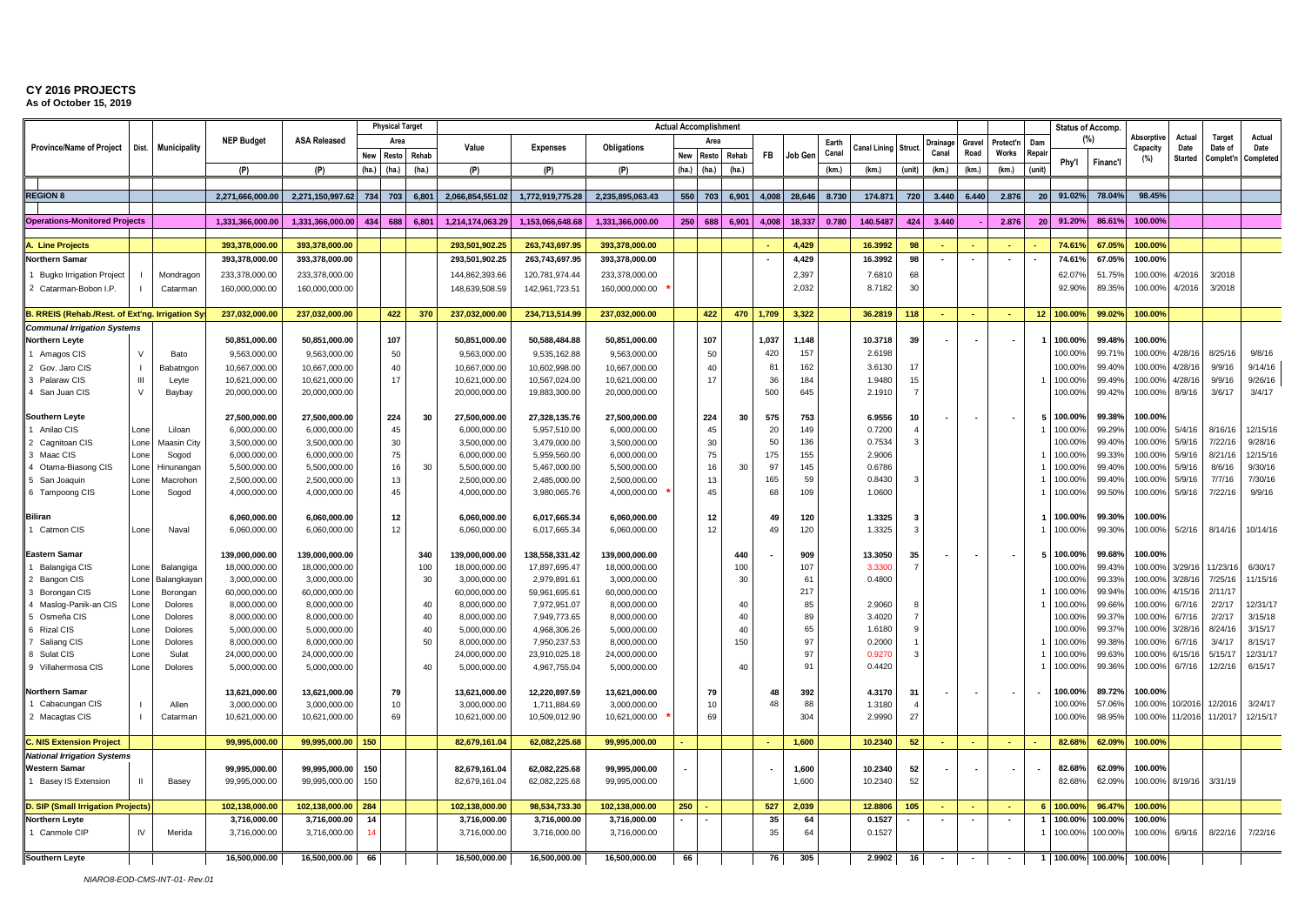# CY 2016 PROJECTS

**As of October 15, 2019**

| Province/Name of Project | Dist. | Municipality | NEP Budget | ASA Released | Physical Target Area | | | Actual Accomplishment | | | | | | | | | | | | | | | Status of Accomp. (%) | | Absorptive Capacity (%) | Actual Date Started | Target Date of Complet'n | Actual Date Completed |
|---|---|---|---|---|---|---|---|---|---|---|---|---|---|---|---|---|---|---|---|---|---|---|---|---|---|---|---|---|
| | | | | | New | Resto | Rehab | Value | Expenses | Obligations | Area New | Area Resto | Area Rehab | FB | Job Gen | Earth Canal | Canal Lining | Struct. | Drainage Canal | Gravel Road | Protect'n Works | Dam Repair | Phy'l | Financ'l | | | | |
| | | | (P) | (P) | (ha.) | (ha.) | (ha.) | (P) | (P) | (P) | (ha.) | (ha.) | (ha.) | | | (km.) | (km.) | (unit) | (km.) | (km.) | (km.) | (unit) | | | | | | |
| **REGION 8** | | | 2,271,666,000.00 | 2,271,150,997.62 | 734 | 703 | 6,801 | 2,066,854,551.02 | 1,772,919,775.28 | 2,235,895,063.43 | 550 | 703 | 6,901 | 4,008 | 28,646 | 8.730 | 174.871 | 720 | 3.440 | 6.440 | 2.876 | 20 | 91.02% | 78.04% | 98.45% | | | |
| **Operations-Monitored Projects** | | | 1,331,366,000.00 | 1,331,366,000.00 | 434 | 688 | 6,801 | 1,214,174,063.29 | 1,153,066,648.68 | 1,331,366,000.00 | 250 | 688 | 6,901 | 4,008 | 18,337 | 0.780 | 140.5487 | 424 | 3.440 | - | 2.876 | 20 | 91.20% | 86.61% | 100.00% | | | |
| **A. Line Projects** | | | 393,378,000.00 | 393,378,000.00 | | | | 293,501,902.25 | 263,743,697.95 | 393,378,000.00 | | | | - | 4,429 | | 16.3992 | 98 | - | - | - | - | 74.61% | 67.05% | 100.00% | | | |
| **Northern Samar** | | | 393,378,000.00 | 393,378,000.00 | | | | 293,501,902.25 | 263,743,697.95 | 393,378,000.00 | | | | - | 4,429 | | 16.3992 | 98 | - | - | - | - | 74.61% | 67.05% | 100.00% | | | |
| 1 Bugko Irrigation Project | I | Mondragon | 233,378,000.00 | 233,378,000.00 | | | | 144,862,393.66 | 120,781,974.44 | 233,378,000.00 | | | | | 2,397 | | 7.6810 | 68 | | | | | 62.07% | 51.75% | 100.00% | 4/2016 | 3/2018 | |
| 2 Catarman-Bobon I.P. | I | Catarman | 160,000,000.00 | 160,000,000.00 | | | | 148,639,508.59 | 142,961,723.51 | 160,000,000.00 * | | | | | 2,032 | | 8.7182 | 30 | | | | | 92.90% | 89.35% | 100.00% | 4/2016 | 3/2018 | |
| **B. RREIS (Rehab./Rest. of Ext'ng. Irrigation Sy** | | | 237,032,000.00 | 237,032,000.00 | | 422 | 370 | 237,032,000.00 | 234,713,514.99 | 237,032,000.00 | | 422 | 470 | 1,709 | 3,322 | | 36.2819 | 118 | - | - | - | 12 | 100.00% | 99.02% | 100.00% | | | |
| ***Communal Irrigation Systems*** | | | | | | | | | | | | | | | | | | | | | | | | | | | | |
| **Northern Leyte** | | | 50,851,000.00 | 50,851,000.00 | | 107 | | 50,851,000.00 | 50,588,484.88 | 50,851,000.00 | | 107 | | 1,037 | 1,148 | | 10.3718 | 39 | - | - | - | 1 | 100.00% | 99.48% | 100.00% | | | |
| 1 Amagos CIS | V | Bato | 9,563,000.00 | 9,563,000.00 | | 50 | | 9,563,000.00 | 9,535,162.88 | 9,563,000.00 | | 50 | | 420 | 157 | | 2.6198 | | | | | | 100.00% | 99.71% | 100.00% | 4/28/16 | 8/25/16 | 9/8/16 |
| 2 Gov. Jaro CIS | I | Babatngon | 10,667,000.00 | 10,667,000.00 | | 40 | | 10,667,000.00 | 10,602,998.00 | 10,667,000.00 | | 40 | | 81 | 162 | | 3.6130 | 17 | | | | | 100.00% | 99.40% | 100.00% | 4/28/16 | 9/9/16 | 9/14/16 |
| 3 Palaraw CIS | III | Leyte | 10,621,000.00 | 10,621,000.00 | | 17 | | 10,621,000.00 | 10,567,024.00 | 10,621,000.00 | | 17 | | 36 | 184 | | 1.9480 | 15 | | | | 1 | 100.00% | 99.49% | 100.00% | 4/28/16 | 9/9/16 | 9/26/16 |
| 4 San Juan CIS | V | Baybay | 20,000,000.00 | 20,000,000.00 | | | | 20,000,000.00 | 19,883,300.00 | 20,000,000.00 | | | | 500 | 645 | | 2.1910 | 7 | | | | | 100.00% | 99.42% | 100.00% | 8/9/16 | 3/6/17 | 3/4/17 |
| **Southern Leyte** | | | 27,500,000.00 | 27,500,000.00 | | 224 | 30 | 27,500,000.00 | 27,328,135.76 | 27,500,000.00 | | 224 | 30 | 575 | 753 | | 6.9556 | 10 | - | - | - | 5 | 100.00% | 99.38% | 100.00% | | | |
| 1 Anilao CIS | Lone | Liloan | 6,000,000.00 | 6,000,000.00 | | 45 | | 6,000,000.00 | 5,957,510.00 | 6,000,000.00 | | 45 | | 20 | 149 | | 0.7200 | 4 | | | | 1 | 100.00% | 99.29% | 100.00% | 5/4/16 | 8/16/16 | 12/15/16 |
| 2 Cagnitoan CIS | Lone | Maasin City | 3,500,000.00 | 3,500,000.00 | | 30 | | 3,500,000.00 | 3,479,000.00 | 3,500,000.00 | | 30 | | 50 | 136 | | 0.7534 | 3 | | | | | 100.00% | 99.40% | 100.00% | 5/9/16 | 7/22/16 | 9/28/16 |
| 3 Maac CIS | Lone | Sogod | 6,000,000.00 | 6,000,000.00 | | 75 | | 6,000,000.00 | 5,959,560.00 | 6,000,000.00 | | 75 | | 175 | 155 | | 2.9006 | | | | | 1 | 100.00% | 99.33% | 100.00% | 5/9/16 | 8/21/16 | 12/15/16 |
| 4 Otama-Biasong CIS | Lone | Hinunangan | 5,500,000.00 | 5,500,000.00 | | 16 | 30 | 5,500,000.00 | 5,467,000.00 | 5,500,000.00 | | 16 | 30 | 97 | 145 | | 0.6786 | | | | | 1 | 100.00% | 99.40% | 100.00% | 5/9/16 | 8/6/16 | 9/30/16 |
| 5 San Joaquin | Lone | Macrohon | 2,500,000.00 | 2,500,000.00 | | 13 | | 2,500,000.00 | 2,485,000.00 | 2,500,000.00 | | 13 | | 165 | 59 | | 0.8430 | 3 | | | | 1 | 100.00% | 99.40% | 100.00% | 5/9/16 | 7/7/16 | 7/30/16 |
| 6 Tampoong CIS | Lone | Sogod | 4,000,000.00 | 4,000,000.00 | | 45 | | 4,000,000.00 | 3,980,065.76 | 4,000,000.00 * | | 45 | | 68 | 109 | | 1.0600 | | | | | 1 | 100.00% | 99.50% | 100.00% | 5/9/16 | 7/22/16 | 9/9/16 |
| **Biliran** | | | 6,060,000.00 | 6,060,000.00 | | 12 | | 6,060,000.00 | 6,017,665.34 | 6,060,000.00 | | 12 | | 49 | 120 | | 1.3325 | 3 | | | | 1 | 100.00% | 99.30% | 100.00% | | | |
| 1 Catmon CIS | Lone | Naval | 6,060,000.00 | 6,060,000.00 | | 12 | | 6,060,000.00 | 6,017,665.34 | 6,060,000.00 | | 12 | | 49 | 120 | | 1.3325 | 3 | | | | 1 | 100.00% | 99.30% | 100.00% | 5/2/16 | 8/14/16 | 10/14/16 |
| **Eastern Samar** | | | 139,000,000.00 | 139,000,000.00 | | | 340 | 139,000,000.00 | 138,558,331.42 | 139,000,000.00 | | | 440 | - | 909 | | 13.3050 | 35 | - | - | - | 5 | 100.00% | 99.68% | 100.00% | | | |
| 1 Balangiga CIS | Lone | Balangiga | 18,000,000.00 | 18,000,000.00 | | | 100 | 18,000,000.00 | 17,897,695.47 | 18,000,000.00 | | | 100 | | 107 | | 3.3300 | 7 | | | | | 100.00% | 99.43% | 100.00% | 3/29/16 | 11/23/16 | 6/30/17 |
| 2 Bangon CIS | Lone | Balangkayan | 3,000,000.00 | 3,000,000.00 | | | 30 | 3,000,000.00 | 2,979,891.61 | 3,000,000.00 | | | 30 | | 61 | | 0.4800 | | | | | | 100.00% | 99.33% | 100.00% | 3/28/16 | 7/25/16 | 11/15/16 |
| 3 Borongan CIS | Lone | Borongan | 60,000,000.00 | 60,000,000.00 | | | | 60,000,000.00 | 59,661,695.61 | 60,000,000.00 | | | | | 217 | | | | | | | 1 | 100.00% | 99.94% | 100.00% | 4/15/16 | 2/11/17 | |
| 4 Maslog-Panik-an CIS | Lone | Dolores | 8,000,000.00 | 8,000,000.00 | | | 40 | 8,000,000.00 | 7,972,951.07 | 8,000,000.00 | | | 40 | | 85 | | 2.9060 | 8 | | | | 1 | 100.00% | 99.66% | 100.00% | 6/7/16 | 2/2/17 | 12/31/17 |
| 5 Osmeña CIS | Lone | Dolores | 8,000,000.00 | 8,000,000.00 | | | 40 | 8,000,000.00 | 7,949,773.65 | 8,000,000.00 | | | 40 | | 89 | | 3.4020 | 7 | | | | 1 | 100.00% | 99.37% | 100.00% | 6/7/16 | 2/2/17 | 3/15/18 |
| 6 Rizal CIS | Lone | Dolores | 5,000,000.00 | 5,000,000.00 | | | 40 | 5,000,000.00 | 4,968,306.26 | 5,000,000.00 | | | 40 | | 65 | | 1.6180 | 9 | | | | | 100.00% | 99.37% | 100.00% | 3/28/16 | 8/24/16 | 3/15/17 |
| 7 Saliang CIS | Lone | Dolores | 8,000,000.00 | 8,000,000.00 | | | 50 | 8,000,000.00 | 7,950,237.53 | 8,000,000.00 | | | 150 | | 97 | | 0.2000 | 1 | | | | 1 | 100.00% | 99.38% | 100.00% | 6/7/16 | 3/4/17 | 8/15/17 |
| 8 Sulat CIS | Lone | Sulat | 24,000,000.00 | 24,000,000.00 | | | | 24,000,000.00 | 23,910,025.18 | 24,000,000.00 | | | | | 97 | | 0.9270 | 3 | | | | 1 | 100.00% | 99.63% | 100.00% | 6/15/16 | 5/15/17 | 12/31/17 |
| 9 Villahermosa CIS | Lone | Dolores | 5,000,000.00 | 5,000,000.00 | | | 40 | 5,000,000.00 | 4,967,755.04 | 5,000,000.00 | | | 40 | | 91 | | 0.4420 | | | | | 1 | 100.00% | 99.36% | 100.00% | 6/7/16 | 12/2/16 | 6/15/17 |
| **Northern Samar** | | | 13,621,000.00 | 13,621,000.00 | | 79 | | 13,621,000.00 | 12,220,897.59 | 13,621,000.00 | | 79 | | 48 | 392 | | 4.3170 | 31 | - | - | - | - | 100.00% | 89.72% | 100.00% | | | |
| 1 Cabacungan CIS | I | Allen | 3,000,000.00 | 3,000,000.00 | | 10 | | 3,000,000.00 | 1,711,884.69 | 3,000,000.00 | | 10 | | 48 | 88 | | 1.3180 | 4 | | | | | 100.00% | 57.06% | 100.00% | 10/2016 | 12/2016 | 3/24/17 |
| 2 Macagtas CIS | I | Catarman | 10,621,000.00 | 10,621,000.00 | | 69 | | 10,621,000.00 | 10,509,012.90 | 10,621,000.00 * | | 69 | | | 304 | | 2.9990 | 27 | | | | | 100.00% | 98.95% | 100.00% | 11/2016 | 11/2017 | 12/15/17 |
| **C. NIS Extension Project** | | | 99,995,000.00 | 99,995,000.00 | 150 | | | 82,679,161.04 | 62,082,225.68 | 99,995,000.00 | - | | | - | 1,600 | | 10.2340 | 52 | - | - | - | - | 82.68% | 62.09% | 100.00% | | | |
| ***National Irrigation Systems*** | | | | | | | | | | | | | | | | | | | | | | | | | | | | |
| **Western Samar** | | | 99,995,000.00 | 99,995,000.00 | 150 | | | 82,679,161.04 | 62,082,225.68 | 99,995,000.00 | - | | | - | 1,600 | | 10.2340 | 52 | - | - | - | - | 82.68% | 62.09% | 100.00% | | | |
| 1 Basey IS Extension | II | Basey | 99,995,000.00 | 99,995,000.00 | 150 | | | 82,679,161.04 | 62,082,225.68 | 99,995,000.00 | | | | | 1,600 | | 10.2340 | 52 | | | | | 82.68% | 62.09% | 100.00% | 8/19/16 | 3/31/19 | |
| **D. SIP (Small Irrigation Projects)** | | | 102,138,000.00 | 102,138,000.00 | 284 | | | 102,138,000.00 | 98,534,733.30 | 102,138,000.00 | 250 | - | | 527 | 2,039 | | 12.8806 | 105 | - | - | - | 6 | 100.00% | 96.47% | 100.00% | | | |
| **Northern Leyte** | | | 3,716,000.00 | 3,716,000.00 | 14 | | | 3,716,000.00 | 3,716,000.00 | 3,716,000.00 | - | - | | 35 | 64 | | 0.1527 | - | - | - | - | 1 | 100.00% | 100.00% | 100.00% | | | |
| 1 Canmole CIP | IV | Merida | 3,716,000.00 | 3,716,000.00 | 14 | | | 3,716,000.00 | 3,716,000.00 | 3,716,000.00 | | | | 35 | 64 | | 0.1527 | | | | | 1 | 100.00% | 100.00% | 100.00% | 6/9/16 | 8/22/16 | 7/22/16 |
| **Southern Leyte** | | | 16,500,000.00 | 16,500,000.00 | 66 | | | 16,500,000.00 | 16,500,000.00 | 16,500,000.00 | 66 | | | 76 | 305 | | 2.9902 | 16 | - | - | - | 1 | 100.00% | 100.00% | 100.00% | | | |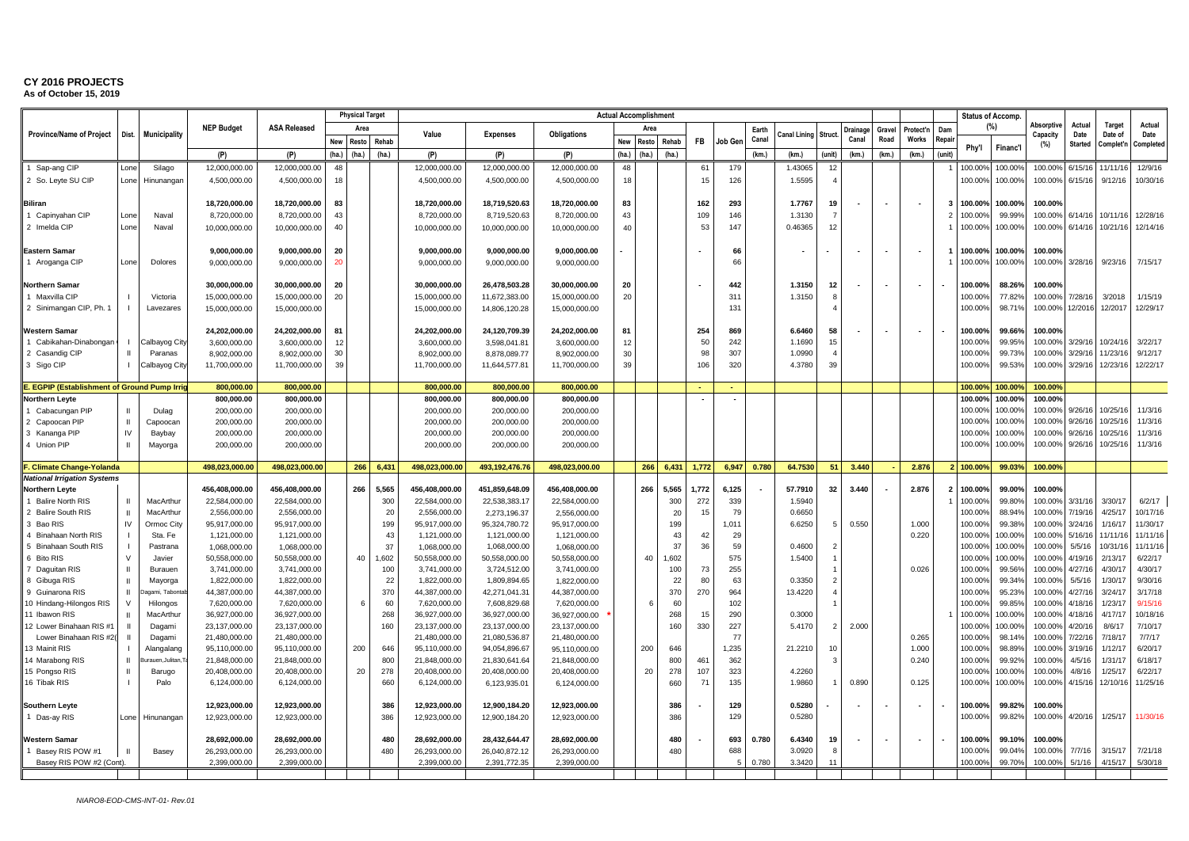# CY 2016 PROJECTS

**As of October 15, 2019**

| Province/Name of Project | Dist. | Municipality | NEP Budget | ASA Released | Physical Target | | | Actual Accomplishment | | | | | | | | | | | | | | | Status of Accomp. (%) | | Absorptive Capacity (%) | Actual Date Started | Target Date of Complet'n | Actual Completed |
|---|---|---|---|---|---|---|---|---|---|---|---|---|---|---|---|---|---|---|---|---|---|---|---|---|---|---|---|---|
| | | | | | Area | | | Value | Expenses | Obligations | Area | | | FB | Job Gen | Earth Canal | Canal Lining | Struct. | Drainage Canal | Gravel Road | Protect'n Works | Dam Repair | Phy'l | Financ'l | | | | |
| | | | | | New | Resto | Rehab | | | | New | Resto | Rehab | | | | | | | | | | | | | | | |
| | | | (P) | (P) | (ha.) | (ha.) | (ha.) | (P) | (P) | (P) | (ha.) | (ha.) | (ha.) | | | (km.) | (km.) | (unit) | (km.) | (km.) | (km.) | (unit) | | | | | | |
| 1 Sap-ang CIP | Lone | Silago | 12,000,000.00 | 12,000,000.00 | 48 | | | 12,000,000.00 | 12,000,000.00 | 12,000,000.00 | 48 | | | 61 | 179 | | 1.43065 | 12 | | | | 1 | 100.00% | 100.00% | 100.00% | 6/15/16 | 11/11/16 | 12/9/16 |
| 2 So. Leyte SU CIP | Lone | Hinunangan | 4,500,000.00 | 4,500,000.00 | 18 | | | 4,500,000.00 | 4,500,000.00 | 4,500,000.00 | 18 | | | 15 | 126 | | 1.5595 | 4 | | | | | 100.00% | 100.00% | 100.00% | 6/15/16 | 9/12/16 | 10/30/16 |
| **Biliran** | | | 18,720,000.00 | 18,720,000.00 | 83 | | | 18,720,000.00 | 18,719,520.63 | 18,720,000.00 | 83 | | | 162 | 293 | | 1.7767 | 19 | - | - | - | 3 | 100.00% | 100.00% | 100.00% | | | |
| 1 Capinyahan CIP | Lone | Naval | 8,720,000.00 | 8,720,000.00 | 43 | | | 8,720,000.00 | 8,719,520.63 | 8,720,000.00 | 43 | | | 109 | 146 | | 1.3130 | 7 | | | | 2 | 100.00% | 99.99% | 100.00% | 6/14/16 | 10/11/16 | 12/28/16 |
| 2 Imelda CIP | Lone | Naval | 10,000,000.00 | 10,000,000.00 | 40 | | | 10,000,000.00 | 10,000,000.00 | 10,000,000.00 | 40 | | | 53 | 147 | | 0.46365 | 12 | | | | 1 | 100.00% | 100.00% | 100.00% | 6/14/16 | 10/21/16 | 12/14/16 |
| **Eastern Samar** | | | 9,000,000.00 | 9,000,000.00 | 20 | | | 9,000,000.00 | 9,000,000.00 | 9,000,000.00 | - | | | - | 66 | | - | - | - | - | - | 1 | 100.00% | 100.00% | 100.00% | | | |
| 1 Aroganga CIP | Lone | Dolores | 9,000,000.00 | 9,000,000.00 | 20 | | | 9,000,000.00 | 9,000,000.00 | 9,000,000.00 | | | | | 66 | | | | | | | 1 | 100.00% | 100.00% | 100.00% | 3/28/16 | 9/23/16 | 7/15/17 |
| **Northern Samar** | | | 30,000,000.00 | 30,000,000.00 | 20 | | | 30,000,000.00 | 26,478,503.28 | 30,000,000.00 | 20 | | | - | 442 | | 1.3150 | 12 | - | - | - | - | 100.00% | 88.26% | 100.00% | | | |
| 1 Maxvilla CIP | I | Victoria | 15,000,000.00 | 15,000,000.00 | 20 | | | 15,000,000.00 | 11,672,383.00 | 15,000,000.00 | 20 | | | | 311 | | 1.3150 | 8 | | | | | 100.00% | 77.82% | 100.00% | 7/28/16 | 3/2018 | 1/15/19 |
| 2 Sinimangan CIP, Ph. 1 | I | Lavezares | 15,000,000.00 | 15,000,000.00 | | | | 15,000,000.00 | 14,806,120.28 | 15,000,000.00 | | | | | 131 | | | 4 | | | | | 100.00% | 98.71% | 100.00% | 12/2016 | 12/2017 | 12/29/17 |
| **Western Samar** | | | 24,202,000.00 | 24,202,000.00 | 81 | | | 24,202,000.00 | 24,120,709.39 | 24,202,000.00 | 81 | | | 254 | 869 | | 6.6460 | 58 | - | - | - | - | 100.00% | 99.66% | 100.00% | | | |
| 1 Cabikahan-Dinabongan | I | Calbayog City | 3,600,000.00 | 3,600,000.00 | 12 | | | 3,600,000.00 | 3,598,041.81 | 3,600,000.00 | 12 | | | 50 | 242 | | 1.1690 | 15 | | | | | 100.00% | 99.95% | 100.00% | 3/29/16 | 10/24/16 | 3/22/17 |
| 2 Casandig CIP | II | Paranas | 8,902,000.00 | 8,902,000.00 | 30 | | | 8,902,000.00 | 8,878,089.77 | 8,902,000.00 | 30 | | | 98 | 307 | | 1.0990 | 4 | | | | | 100.00% | 99.73% | 100.00% | 3/29/16 | 11/23/16 | 9/12/17 |
| 3 Sigo CIP | I | Calbayog City | 11,700,000.00 | 11,700,000.00 | 39 | | | 11,700,000.00 | 11,644,577.81 | 11,700,000.00 | 39 | | | 106 | 320 | | 4.3780 | 39 | | | | | 100.00% | 99.53% | 100.00% | 3/29/16 | 12/23/16 | 12/22/17 |
| **E. EGPIP (Establishment of Ground Pump Irrig** | | | 800,000.00 | 800,000.00 | | | | 800,000.00 | 800,000.00 | 800,000.00 | | | | - | - | | | | | | | | 100.00% | 100.00% | 100.00% | | | |
| **Northern Leyte** | | | 800,000.00 | 800,000.00 | | | | 800,000.00 | 800,000.00 | 800,000.00 | | | | - | - | | | | | | | | 100.00% | 100.00% | 100.00% | | | |
| 1 Cabacungan PIP | II | Dulag | 200,000.00 | 200,000.00 | | | | 200,000.00 | 200,000.00 | 200,000.00 | | | | | | | | | | | | | 100.00% | 100.00% | 100.00% | 9/26/16 | 10/25/16 | 11/3/16 |
| 2 Capoocan PIP | II | Capoocan | 200,000.00 | 200,000.00 | | | | 200,000.00 | 200,000.00 | 200,000.00 | | | | | | | | | | | | | 100.00% | 100.00% | 100.00% | 9/26/16 | 10/25/16 | 11/3/16 |
| 3 Kananga PIP | IV | Baybay | 200,000.00 | 200,000.00 | | | | 200,000.00 | 200,000.00 | 200,000.00 | | | | | | | | | | | | | 100.00% | 100.00% | 100.00% | 9/26/16 | 10/25/16 | 11/3/16 |
| 4 Union PIP | II | Mayorga | 200,000.00 | 200,000.00 | | | | 200,000.00 | 200,000.00 | 200,000.00 | | | | | | | | | | | | | 100.00% | 100.00% | 100.00% | 9/26/16 | 10/25/16 | 11/3/16 |
| **F. Climate Change-Yolanda** | | | 498,023,000.00 | 498,023,000.00 | | 266 | 6,431 | 498,023,000.00 | 493,192,476.76 | 498,023,000.00 | | 266 | 6,431 | 1,772 | 6,947 | 0.780 | 64.7530 | 51 | 3.440 | - | 2.876 | 2 | 100.00% | 99.03% | 100.00% | | | |
| ***National Irrigation Systems*** | | | | | | | | | | | | | | | | | | | | | | | | | | | | |
| **Northern Leyte** | | | 456,408,000.00 | 456,408,000.00 | | 266 | 5,565 | 456,408,000.00 | 451,859,648.09 | 456,408,000.00 | | 266 | 5,565 | 1,772 | 6,125 | - | 57.7910 | 32 | 3.440 | - | 2.876 | 2 | 100.00% | 99.00% | 100.00% | | | |
| 1 Balire North RIS | II | MacArthur | 22,584,000.00 | 22,584,000.00 | | | 300 | 22,584,000.00 | 22,538,383.17 | 22,584,000.00 | | | 300 | 272 | 339 | | 1.5940 | | | | | 1 | 100.00% | 99.80% | 100.00% | 3/31/16 | 3/30/17 | 6/2/17 |
| 2 Balire South RIS | II | MacArthur | 2,556,000.00 | 2,556,000.00 | | | 20 | 2,556,000.00 | 2,273,196.37 | 2,556,000.00 | | | 20 | 15 | 79 | | 0.6650 | | | | | | 100.00% | 88.94% | 100.00% | 7/19/16 | 4/25/17 | 10/17/16 |
| 3 Bao RIS | IV | Ormoc City | 95,917,000.00 | 95,917,000.00 | | | 199 | 95,917,000.00 | 95,324,780.72 | 95,917,000.00 | | | 199 | | 1,011 | | 6.6250 | 5 | 0.550 | | 1.000 | | 100.00% | 99.38% | 100.00% | 3/24/16 | 1/16/17 | 11/30/17 |
| 4 Binahaan North RIS | I | Sta. Fe | 1,121,000.00 | 1,121,000.00 | | | 43 | 1,121,000.00 | 1,121,000.00 | 1,121,000.00 | | | 43 | 42 | 29 | | | | | | 0.220 | | 100.00% | 100.00% | 100.00% | 5/16/16 | 11/11/16 | 11/11/16 |
| 5 Binahaan South RIS | I | Pastrana | 1,068,000.00 | 1,068,000.00 | | | 37 | 1,068,000.00 | 1,068,000.00 | 1,068,000.00 | | | 37 | 36 | 59 | | 0.4600 | 2 | | | | | 100.00% | 100.00% | 100.00% | 5/5/16 | 10/31/16 | 11/11/16 |
| 6 Bito RIS | V | Javier | 50,558,000.00 | 50,558,000.00 | | 40 | 1,602 | 50,558,000.00 | 50,558,000.00 | 50,558,000.00 | | 40 | 1,602 | | 575 | | 1.5400 | 1 | | | | | 100.00% | 100.00% | 100.00% | 4/19/16 | 2/13/17 | 6/22/17 |
| 7 Daguitan RIS | II | Burauen | 3,741,000.00 | 3,741,000.00 | | | 100 | 3,741,000.00 | 3,724,512.00 | 3,741,000.00 | | | 100 | 73 | 255 | | | 1 | | | 0.026 | | 100.00% | 99.56% | 100.00% | 4/27/16 | 4/30/17 | 4/30/17 |
| 8 Gibuga RIS | II | Mayorga | 1,822,000.00 | 1,822,000.00 | | | 22 | 1,822,000.00 | 1,809,894.65 | 1,822,000.00 | | | 22 | 80 | 63 | | 0.3350 | 2 | | | | | 100.00% | 99.34% | 100.00% | 5/5/16 | 1/30/17 | 9/30/16 |
| 9 Guinarona RIS | II | Dagami, Tabontab | 44,387,000.00 | 44,387,000.00 | | | 370 | 44,387,000.00 | 42,271,041.31 | 44,387,000.00 | | | 370 | 270 | 964 | | 13.4220 | 4 | | | | | 100.00% | 95.23% | 100.00% | 4/27/16 | 3/24/17 | 3/17/18 |
| 10 Hindang-Hilongos RIS | V | Hilongos | 7,620,000.00 | 7,620,000.00 | | 6 | 60 | 7,620,000.00 | 7,608,829.68 | 7,620,000.00 | | 6 | 60 | | 102 | | | 1 | | | | | 100.00% | 99.85% | 100.00% | 4/18/16 | 1/23/17 | 9/15/16 |
| 11 Ibawon RIS | II | MacArthur | 36,927,000.00 | 36,927,000.00 | | | 268 | 36,927,000.00 | 36,927,000.00 | 36,927,000.00 * | | | 268 | 15 | 290 | | 0.3000 | | | | | 1 | 100.00% | 100.00% | 100.00% | 4/18/16 | 4/17/17 | 10/18/16 |
| 12 Lower Binahaan RIS #1 | II | Dagami | 23,137,000.00 | 23,137,000.00 | | | 160 | 23,137,000.00 | 23,137,000.00 | 23,137,000.00 | | | 160 | 330 | 227 | | 5.4170 | 2 | 2.000 | | | | 100.00% | 100.00% | 100.00% | 4/20/16 | 8/6/17 | 7/10/17 |
| Lower Binahaan RIS #2( | II | Dagami | 21,480,000.00 | 21,480,000.00 | | | | 21,480,000.00 | 21,080,536.87 | 21,480,000.00 | | | | | 77 | | | | | | 0.265 | | 100.00% | 98.14% | 100.00% | 7/22/16 | 7/18/17 | 7/7/17 |
| 13 Mainit RIS | I | Alangalang | 95,110,000.00 | 95,110,000.00 | | 200 | 646 | 95,110,000.00 | 94,054,896.67 | 95,110,000.00 | | 200 | 646 | | 1,235 | | 21.2210 | 10 | | | 1.000 | | 100.00% | 98.89% | 100.00% | 3/19/16 | 1/12/17 | 6/20/17 |
| 14 Marabong RIS | II | Burauen,Julitan,T | 21,848,000.00 | 21,848,000.00 | | | 800 | 21,848,000.00 | 21,830,641.64 | 21,848,000.00 | | | 800 | 461 | 362 | | | 3 | | | 0.240 | | 100.00% | 99.92% | 100.00% | 4/5/16 | 1/31/17 | 6/18/17 |
| 15 Pongso RIS | II | Barugo | 20,408,000.00 | 20,408,000.00 | | 20 | 278 | 20,408,000.00 | 20,408,000.00 | 20,408,000.00 | | 20 | 278 | 107 | 323 | | 4.2260 | | | | | | 100.00% | 100.00% | 100.00% | 4/8/16 | 1/25/17 | 6/22/17 |
| 16 Tibak RIS | I | Palo | 6,124,000.00 | 6,124,000.00 | | | 660 | 6,124,000.00 | 6,123,935.01 | 6,124,000.00 | | | 660 | 71 | 135 | | 1.9860 | 1 | 0.890 | | 0.125 | | 100.00% | 100.00% | 100.00% | 4/15/16 | 12/10/16 | 11/25/16 |
| **Southern Leyte** | | | 12,923,000.00 | 12,923,000.00 | | | 386 | 12,923,000.00 | 12,900,184.20 | 12,923,000.00 | | | 386 | - | 129 | | 0.5280 | - | - | - | - | - | 100.00% | 99.82% | 100.00% | | | |
| 1 Das-ay RIS | Lone | Hinunangan | 12,923,000.00 | 12,923,000.00 | | | 386 | 12,923,000.00 | 12,900,184.20 | 12,923,000.00 | | | 386 | | 129 | | 0.5280 | | | | | | 100.00% | 99.82% | 100.00% | 4/20/16 | 1/25/17 | 11/30/16 |
| **Western Samar** | | | 28,692,000.00 | 28,692,000.00 | | | 480 | 28,692,000.00 | 28,432,644.47 | 28,692,000.00 | | | 480 | - | 693 | 0.780 | 6.4340 | 19 | - | - | - | - | 100.00% | 99.10% | 100.00% | | | |
| 1 Basey RIS POW #1 | II | Basey | 26,293,000.00 | 26,293,000.00 | | | 480 | 26,293,000.00 | 26,040,872.12 | 26,293,000.00 | | | 480 | | 688 | | 3.0920 | 8 | | | | | 100.00% | 99.04% | 100.00% | 7/7/16 | 3/15/17 | 7/21/18 |
| Basey RIS POW #2 (Cont). | | | 2,399,000.00 | 2,399,000.00 | | | | 2,399,000.00 | 2,391,772.35 | 2,399,000.00 | | | | | 5 | 0.780 | 3.3420 | 11 | | | | | 100.00% | 99.70% | 100.00% | 5/1/16 | 4/15/17 | 5/30/18 |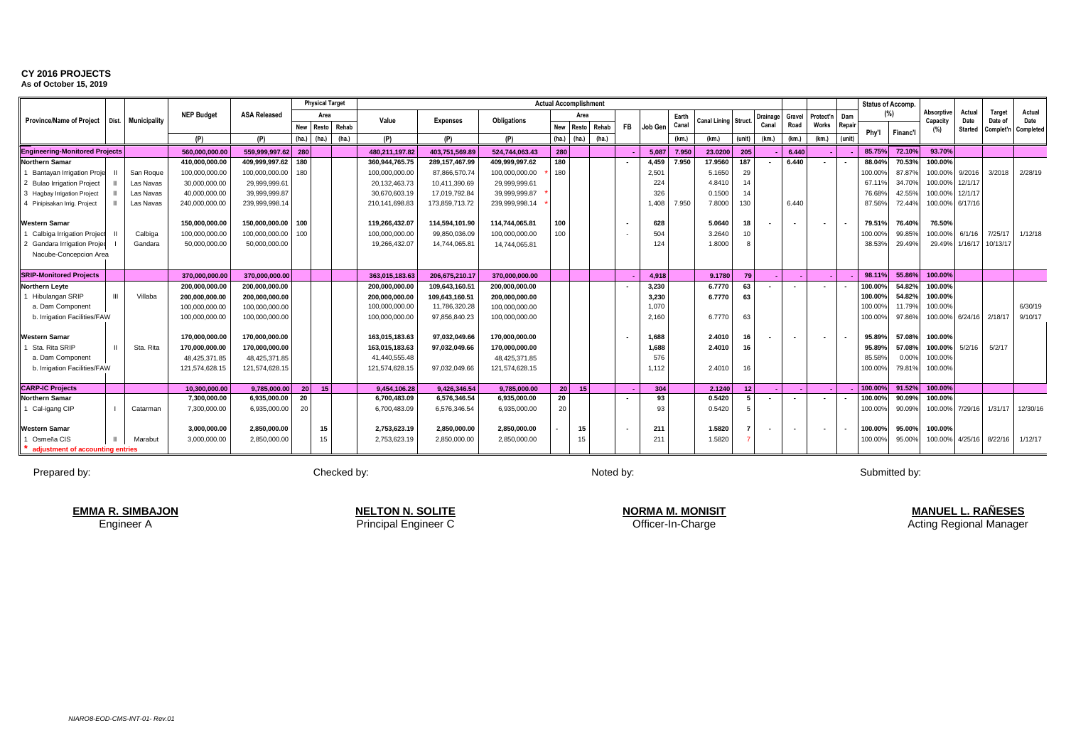# CY 2016 PROJECTS

**As of October 15, 2019**

| Province/Name of Project | Dist. | Municipality | NEP Budget | ASA Released | Physical Target | | | Actual Accomplishment | | | | | | | | | | | | | | | | Status of Accomp. (%) | | Absorptive Capacity (%) | Actual Date Started | Target Date of Complet'n | Actual Date Completed |
|---|---|---|---|---|---|---|---|---|---|---|---|---|---|---|---|---|---|---|---|---|---|---|---|---|---|---|---|---|
| | | | | | Area | | | Value | Expenses | Obligations | Area | | | FB | Job Gen | Earth Canal | Canal Lining | Struct. | Drainage Canal | Gravel Road | Protect'n Works | Dam Repair | Phy'l | Financ'l | | | | |
| | | | (P) | (P) | New (ha.) | Resto (ha.) | Rehab (ha.) | (P) | (P) | (P) | New (ha.) | Resto (ha.) | Rehab (ha.) | | | (km.) | (km.) | (unit) | (km.) | (km.) | (km.) | (unit) | | | | | | |
| **Engineering-Monitored Projects** | | | **560,000,000.00** | **559,999,997.62** | **280** | | | **480,211,197.82** | **403,751,569.89** | **524,744,063.43** | **280** | | | **-** | **5,087** | **7.950** | **23.0200** | **205** | **-** | **6.440** | **-** | **-** | **85.75%** | **72.10%** | **93.70%** | | | |
| **Northern Samar** | | | **410,000,000.00** | **409,999,997.62** | **180** | | | **360,944,765.75** | **289,157,467.99** | **409,999,997.62** | **180** | | | **-** | **4,459** | **7.950** | **17.9560** | **187** | **-** | **6.440** | **-** | **-** | **88.04%** | **70.53%** | **100.00%** | | | |
| 1 Bantayan Irrigation Project | II | San Roque | 100,000,000.00 | 100,000,000.00 | 180 | | | 100,000,000.00 | 87,866,570.74 | 100,000,000.00 * | 180 | | | | 2,501 | | 5.1650 | 29 | | | | | 100.00% | 87.87% | 100.00% | 9/2016 | 3/2018 | 2/28/19 |
| 2 Bulao Irrigation Project | II | Las Navas | 30,000,000.00 | 29,999,999.61 | | | | 20,132,463.73 | 10,411,390.69 | 29,999,999.61 | | | | | 224 | | 4.8410 | 14 | | | | | 67.11% | 34.70% | 100.00% | 12/1/17 | | |
| 3 Hagbay Irrigation Project | II | Las Navas | 40,000,000.00 | 39,999,999.87 | | | | 30,670,603.19 | 17,019,792.84 | 39,999,999.87 * | | | | | 326 | | 0.1500 | 14 | | | | | 76.68% | 42.55% | 100.00% | 12/1/17 | | |
| 4 Pinipisakan Irrig. Project | II | Las Navas | 240,000,000.00 | 239,999,998.14 | | | | 210,141,698.83 | 173,859,713.72 | 239,999,998.14 * | | | | | 1,408 | 7.950 | 7.8000 | 130 | | 6.440 | | | 87.56% | 72.44% | 100.00% | 6/17/16 | | |
| **Western Samar** | | | **150,000,000.00** | **150,000,000.00** | **100** | | | **119,266,432.07** | **114,594,101.90** | **114,744,065.81** | **100** | | | **-** | **628** | | **5.0640** | **18** | **-** | **-** | **-** | **-** | **79.51%** | **76.40%** | **76.50%** | | | |
| 1 Calbiga Irrigation Project | II | Calbiga | 100,000,000.00 | 100,000,000.00 | 100 | | | 100,000,000.00 | 99,850,036.09 | 100,000,000.00 | 100 | | | - | 504 | | 3.2640 | 10 | | | | | 100.00% | 99.85% | 100.00% | 6/1/16 | 7/25/17 | 1/12/18 |
| 2 Gandara Irrigation Project Nacube-Concepcion Area | I | Gandara | 50,000,000.00 | 50,000,000.00 | | | | 19,266,432.07 | 14,744,065.81 | 14,744,065.81 | | | | | 124 | | 1.8000 | 8 | | | | | 38.53% | 29.49% | 29.49% | 1/16/17 | 10/13/17 | |
| **SRIP-Monitored Projects** | | | **370,000,000.00** | **370,000,000.00** | | | | **363,015,183.63** | **206,675,210.17** | **370,000,000.00** | | | | **-** | **4,918** | | **9.1780** | **79** | **-** | **-** | **-** | **-** | **98.11%** | **55.86%** | **100.00%** | | | |
| **Northern Leyte** | | | **200,000,000.00** | **200,000,000.00** | | | | **200,000,000.00** | **109,643,160.51** | **200,000,000.00** | | | | **-** | **3,230** | | **6.7770** | **63** | **-** | **-** | **-** | **-** | **100.00%** | **54.82%** | **100.00%** | | | |
| 1 Hibulangan SRIP | III | Villaba | **200,000,000.00** | **200,000,000.00** | | | | **200,000,000.00** | **109,643,160.51** | **200,000,000.00** | | | | | **3,230** | | **6.7770** | **63** | | | | | **100.00%** | **54.82%** | **100.00%** | | | |
| a. Dam Component | | | 100,000,000.00 | 100,000,000.00 | | | | 100,000,000.00 | 11,786,320.28 | 100,000,000.00 | | | | | 1,070 | | | | | | | | 100.00% | 11.79% | 100.00% | | | 6/30/19 |
| b. Irrigation Facilities/FAW | | | 100,000,000.00 | 100,000,000.00 | | | | 100,000,000.00 | 97,856,840.23 | 100,000,000.00 | | | | | 2,160 | | 6.7770 | 63 | | | | | 100.00% | 97.86% | 100.00% | 6/24/16 | 2/18/17 | 9/10/17 |
| **Western Samar** | | | **170,000,000.00** | **170,000,000.00** | | | | **163,015,183.63** | **97,032,049.66** | **170,000,000.00** | | | | **-** | **1,688** | | **2.4010** | **16** | **-** | **-** | **-** | **-** | **95.89%** | **57.08%** | **100.00%** | | | |
| 1 Sta. Rita SRIP | II | Sta. Rita | **170,000,000.00** | **170,000,000.00** | | | | **163,015,183.63** | **97,032,049.66** | **170,000,000.00** | | | | | **1,688** | | **2.4010** | **16** | | | | | **95.89%** | **57.08%** | **100.00%** | 5/2/16 | 5/2/17 | |
| a. Dam Component | | | 48,425,371.85 | 48,425,371.85 | | | | 41,440,555.48 | | 48,425,371.85 | | | | | 576 | | | | | | | | 85.58% | 0.00% | 100.00% | | | |
| b. Irrigation Facilities/FAW | | | 121,574,628.15 | 121,574,628.15 | | | | 121,574,628.15 | 97,032,049.66 | 121,574,628.15 | | | | | 1,112 | | 2.4010 | 16 | | | | | 100.00% | 79.81% | 100.00% | | | |
| **CARP-IC Projects** | | | **10,300,000.00** | **9,785,000.00** | **20** | **15** | | **9,454,106.28** | **9,426,346.54** | **9,785,000.00** | **20** | **15** | | **-** | **304** | | **2.1240** | **12** | **-** | **-** | **-** | **-** | **100.00%** | **91.52%** | **100.00%** | | | |
| **Northern Samar** | | | **7,300,000.00** | **6,935,000.00** | **20** | | | **6,700,483.09** | **6,576,346.54** | **6,935,000.00** | **20** | | | **-** | **93** | | **0.5420** | **5** | **-** | **-** | **-** | **-** | **100.00%** | **90.09%** | **100.00%** | | | |
| 1 Cal-igang CIP | I | Catarman | 7,300,000.00 | 6,935,000.00 | 20 | | | 6,700,483.09 | 6,576,346.54 | 6,935,000.00 | 20 | | | | 93 | | 0.5420 | 5 | | | | | 100.00% | 90.09% | 100.00% | 7/29/16 | 1/31/17 | 12/30/16 |
| **Western Samar** | | | **3,000,000.00** | **2,850,000.00** | | **15** | | **2,753,623.19** | **2,850,000.00** | **2,850,000.00** | **-** | **15** | | **-** | **211** | | **1.5820** | **7** | **-** | **-** | **-** | **-** | **100.00%** | **95.00%** | **100.00%** | | | |
| 1 Osmeña CIS | II | Marabut | 3,000,000.00 | 2,850,000.00 | | 15 | | 2,753,623.19 | 2,850,000.00 | 2,850,000.00 | | 15 | | | 211 | | 1.5820 | 7 | | | | | 100.00% | 95.00% | 100.00% | 4/25/16 | 8/22/16 | 1/12/17 |

\* adjustment of accounting entries

| Prepared by: | Checked by: | Noted by: | Submitted by: |
|---|---|---|---|
| **EMMA R. SIMBAJON** | **NELTON N. SOLITE** | **NORMA M. MONISIT** | **MANUEL L. RAÑESES** |
| Engineer A | Principal Engineer C | Officer-In-Charge | Acting Regional Manager |

*NIARO8-EOD-CMS-INT-01- Rev.01*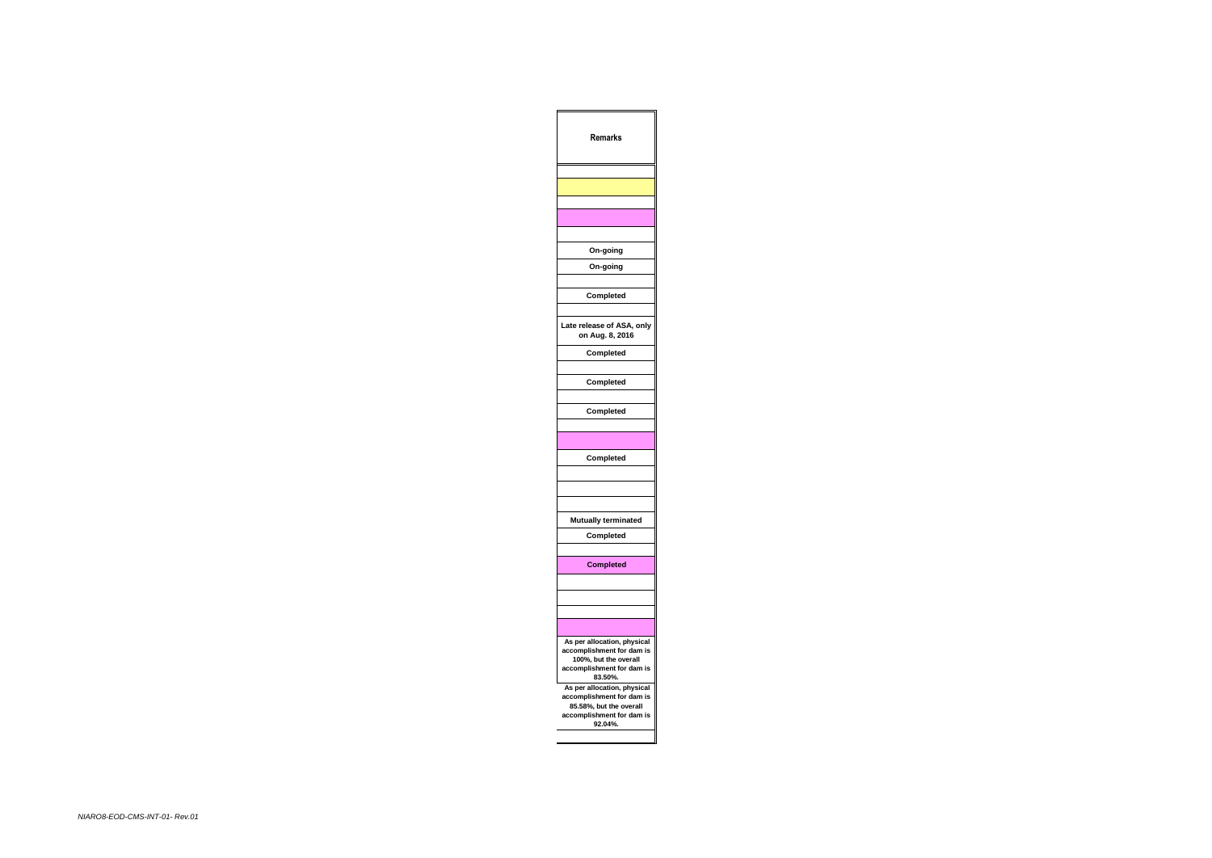| Remarks |
| --- |
| |
| |
| |
| |
| |
| On-going |
| On-going |
| |
| Completed |
| |
| Late release of ASA, only on Aug. 8, 2016 |
| Completed |
| |
| Completed |
| |
| Completed |
| |
| |
| Completed |
| |
| |
| |
| Mutually terminated |
| Completed |
| |
| Completed |
| |
| |
| |
| |
| As per allocation, physical accomplishment for dam is 100%, but the overall accomplishment for dam is 83.50%. |
| As per allocation, physical accomplishment for dam is 85.58%, but the overall accomplishment for dam is 92.04%. |
| |

*NIARO8-EOD-CMS-INT-01- Rev.01*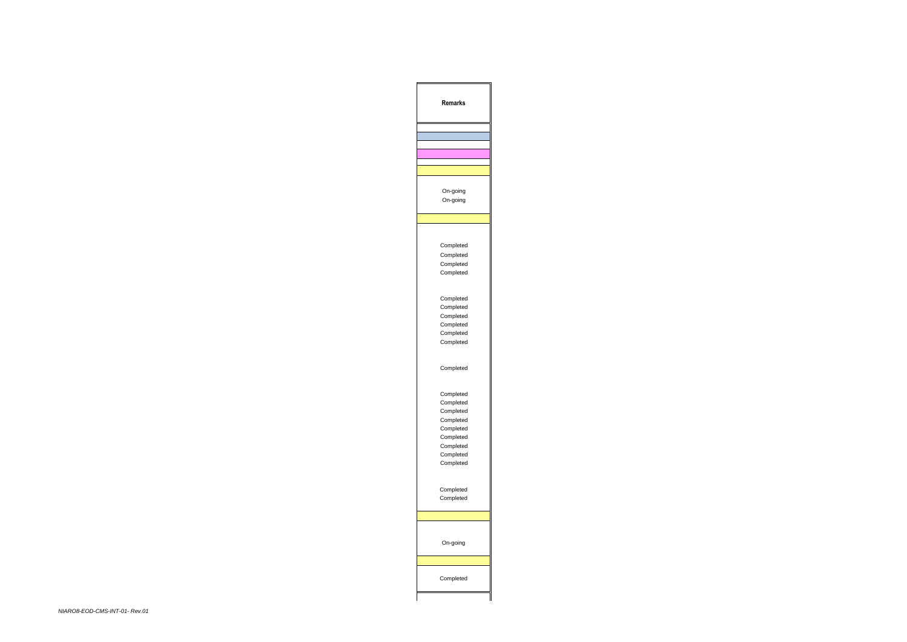| Remarks |
|---|
| |
| |
| |
| |
| |
| |
| On-going |
| On-going |
| |
| Completed |
| Completed |
| Completed |
| Completed |
| Completed |
| Completed |
| Completed |
| Completed |
| Completed |
| Completed |
| Completed |
| Completed |
| Completed |
| Completed |
| Completed |
| Completed |
| Completed |
| Completed |
| Completed |
| Completed |
| Completed |
| Completed |
| Completed |
| |
| On-going |
| |
| Completed |

NIARO8-EOD-CMS-INT-01- Rev.01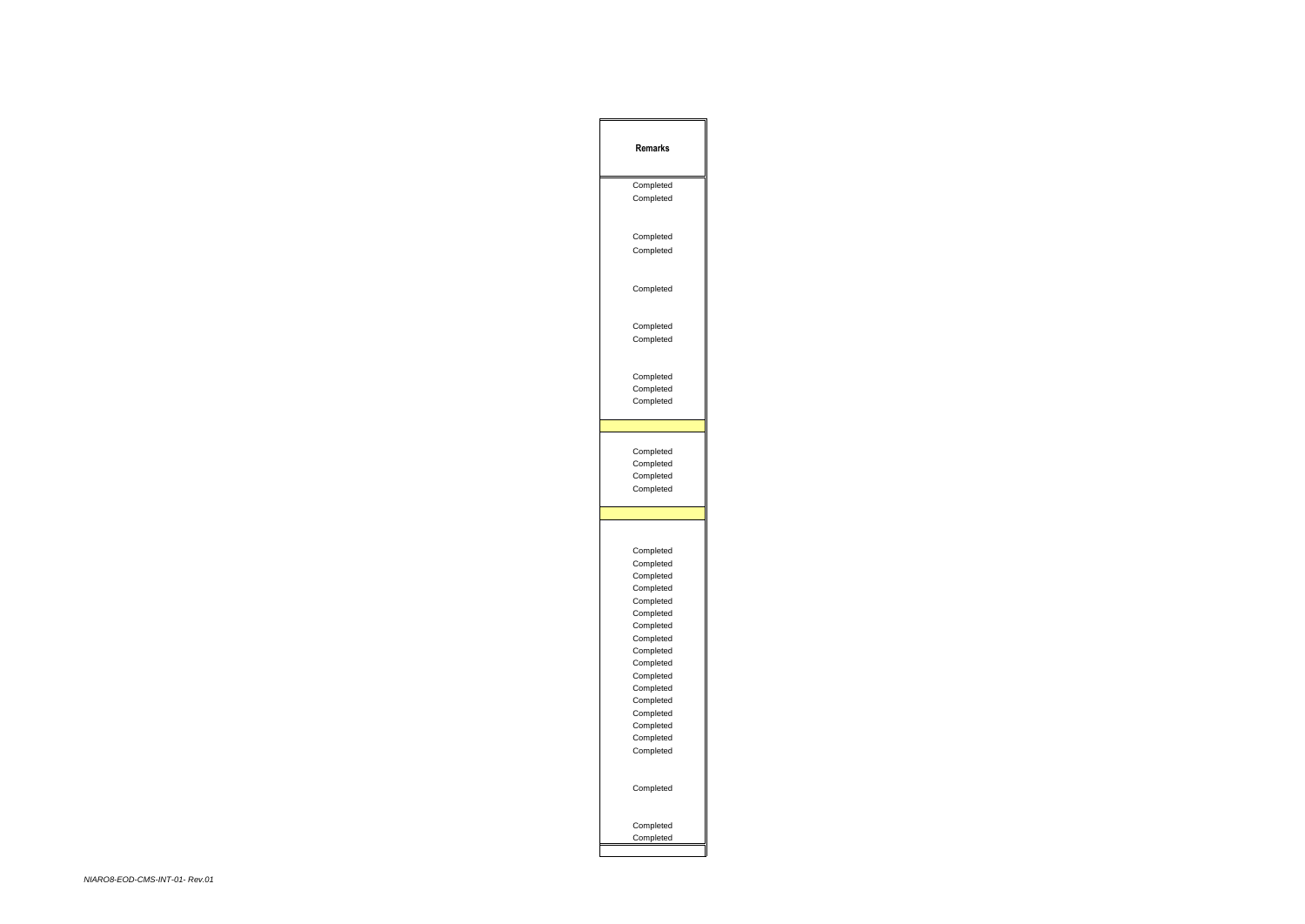| Remarks |
|---|
| Completed |
| Completed |
| |
| Completed |
| Completed |
| |
| Completed |
| |
| Completed |
| Completed |
| |
| Completed |
| Completed |
| Completed |
| |
| |
| Completed |
| Completed |
| Completed |
| Completed |
| |
| |
| |
| Completed |
| Completed |
| Completed |
| Completed |
| Completed |
| Completed |
| Completed |
| Completed |
| Completed |
| Completed |
| Completed |
| Completed |
| Completed |
| Completed |
| Completed |
| Completed |
| Completed |
| |
| Completed |
| |
| Completed |
| Completed |
| |

*NIARO8-EOD-CMS-INT-01- Rev.01*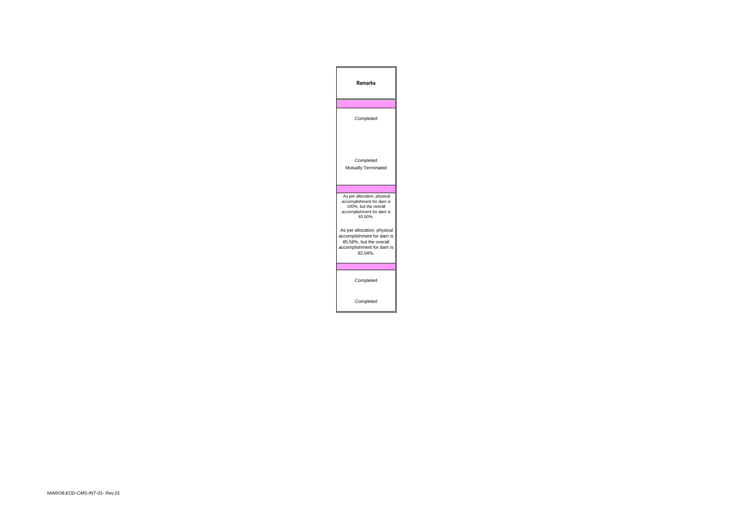| Remarks |
| --- |
| |
| Completed |
| Completed<br>Mutually Terminated |
| |
| As per allocation, physical accomplishment for dam is 100%, but the overall accomplishment for dam is 83.50%. |
| As per allocation, physical accomplishment for dam is 85.58%, but the overall accomplishment for dam is 92.04%. |
| |
| Completed |
| Completed |

*NIARO8-EOD-CMS-INT-01- Rev.01*